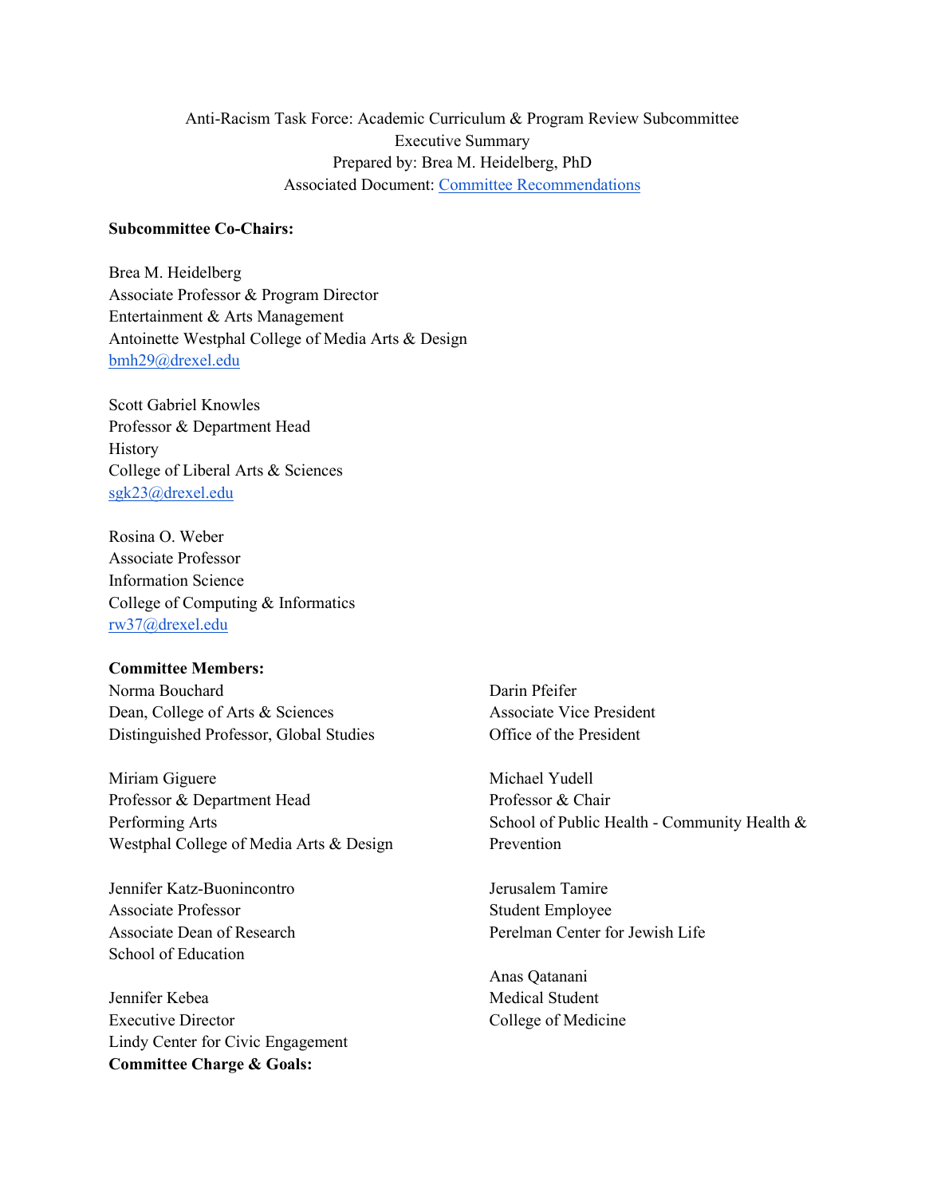Anti-Racism Task Force: Academic Curriculum & Program Review Subcommittee
Executive Summary
Prepared by: Brea M. Heidelberg, PhD
Associated Document: [Committee Recommendations](#)

**Subcommittee Co-Chairs:**

Brea M. Heidelberg
Associate Professor & Program Director
Entertainment & Arts Management
Antoinette Westphal College of Media Arts & Design
bmh29@drexel.edu

Scott Gabriel Knowles
Professor & Department Head
History
College of Liberal Arts & Sciences
sgk23@drexel.edu

Rosina O. Weber
Associate Professor
Information Science
College of Computing & Informatics
rw37@drexel.edu

**Committee Members:**

Norma Bouchard
Dean, College of Arts & Sciences
Distinguished Professor, Global Studies

Miriam Giguere
Professor & Department Head
Performing Arts
Westphal College of Media Arts & Design

Jennifer Katz-Buonincontro
Associate Professor
Associate Dean of Research
School of Education

Jennifer Kebea
Executive Director
Lindy Center for Civic Engagement

Darin Pfeifer
Associate Vice President
Office of the President

Michael Yudell
Professor & Chair
School of Public Health - Community Health & Prevention

Jerusalem Tamire
Student Employee
Perelman Center for Jewish Life

Anas Qatanani
Medical Student
College of Medicine

**Committee Charge & Goals:**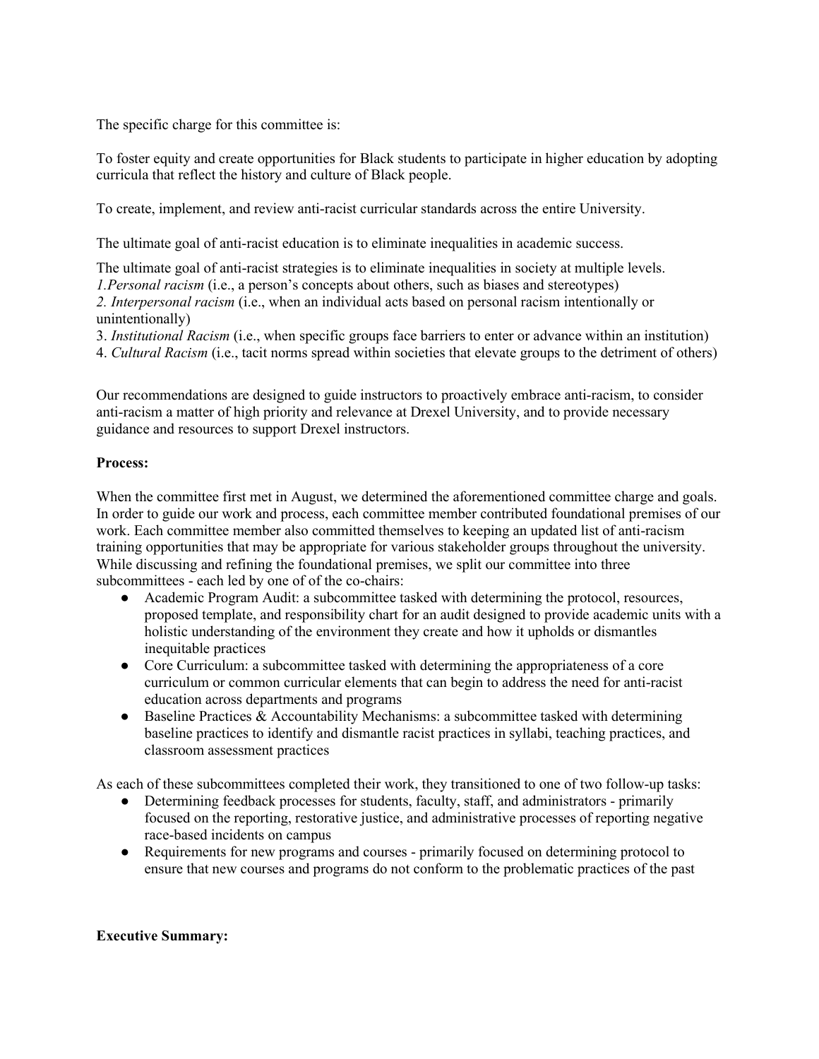The specific charge for this committee is:

To foster equity and create opportunities for Black students to participate in higher education by adopting curricula that reflect the history and culture of Black people.

To create, implement, and review anti-racist curricular standards across the entire University.

The ultimate goal of anti-racist education is to eliminate inequalities in academic success.

The ultimate goal of anti-racist strategies is to eliminate inequalities in society at multiple levels.
*1.Personal racism* (i.e., a person's concepts about others, such as biases and stereotypes)
2. *Interpersonal racism* (i.e., when an individual acts based on personal racism intentionally or unintentionally)
3. *Institutional Racism* (i.e., when specific groups face barriers to enter or advance within an institution)
4. *Cultural Racism* (i.e., tacit norms spread within societies that elevate groups to the detriment of others)

Our recommendations are designed to guide instructors to proactively embrace anti-racism, to consider anti-racism a matter of high priority and relevance at Drexel University, and to provide necessary guidance and resources to support Drexel instructors.

**Process:**

When the committee first met in August, we determined the aforementioned committee charge and goals. In order to guide our work and process, each committee member contributed foundational premises of our work. Each committee member also committed themselves to keeping an updated list of anti-racism training opportunities that may be appropriate for various stakeholder groups throughout the university. While discussing and refining the foundational premises, we split our committee into three subcommittees - each led by one of of the co-chairs:

- Academic Program Audit: a subcommittee tasked with determining the protocol, resources, proposed template, and responsibility chart for an audit designed to provide academic units with a holistic understanding of the environment they create and how it upholds or dismantles inequitable practices
- Core Curriculum: a subcommittee tasked with determining the appropriateness of a core curriculum or common curricular elements that can begin to address the need for anti-racist education across departments and programs
- Baseline Practices & Accountability Mechanisms: a subcommittee tasked with determining baseline practices to identify and dismantle racist practices in syllabi, teaching practices, and classroom assessment practices

As each of these subcommittees completed their work, they transitioned to one of two follow-up tasks:

- Determining feedback processes for students, faculty, staff, and administrators - primarily focused on the reporting, restorative justice, and administrative processes of reporting negative race-based incidents on campus
- Requirements for new programs and courses - primarily focused on determining protocol to ensure that new courses and programs do not conform to the problematic practices of the past

**Executive Summary:**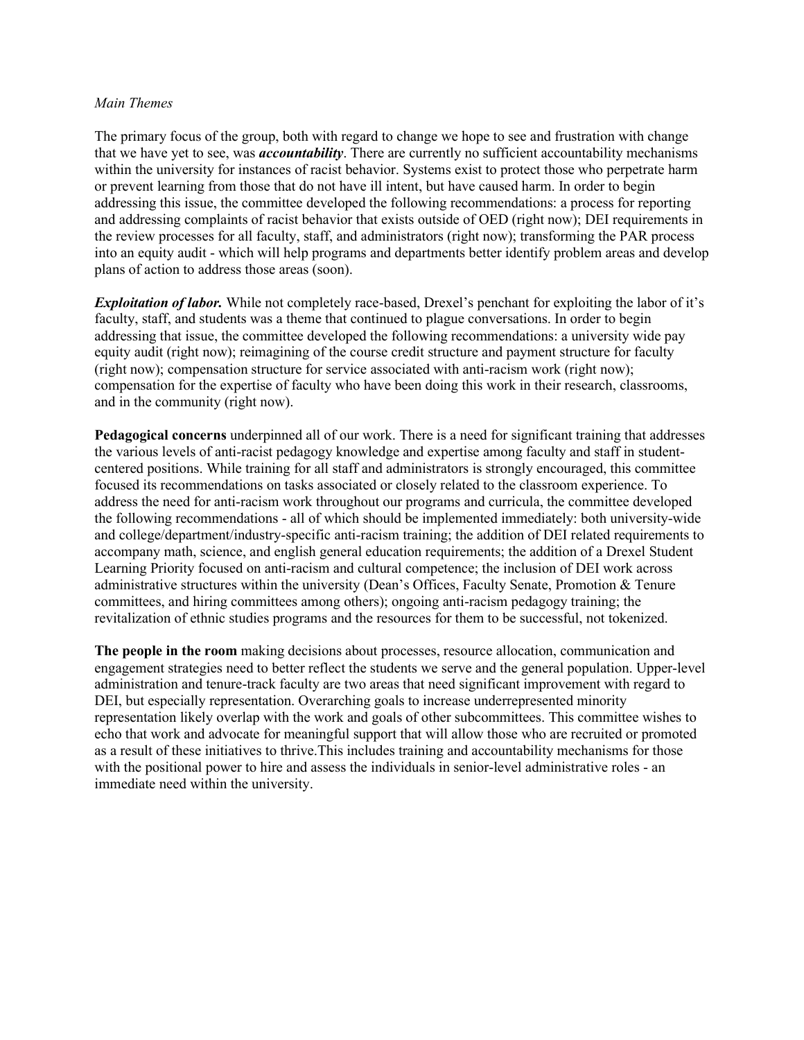*Main Themes*

The primary focus of the group, both with regard to change we hope to see and frustration with change that we have yet to see, was ***accountability***. There are currently no sufficient accountability mechanisms within the university for instances of racist behavior. Systems exist to protect those who perpetrate harm or prevent learning from those that do not have ill intent, but have caused harm. In order to begin addressing this issue, the committee developed the following recommendations: a process for reporting and addressing complaints of racist behavior that exists outside of OED (right now); DEI requirements in the review processes for all faculty, staff, and administrators (right now); transforming the PAR process into an equity audit - which will help programs and departments better identify problem areas and develop plans of action to address those areas (soon).

***Exploitation of labor.*** While not completely race-based, Drexel's penchant for exploiting the labor of it's faculty, staff, and students was a theme that continued to plague conversations. In order to begin addressing that issue, the committee developed the following recommendations: a university wide pay equity audit (right now); reimagining of the course credit structure and payment structure for faculty (right now); compensation structure for service associated with anti-racism work (right now); compensation for the expertise of faculty who have been doing this work in their research, classrooms, and in the community (right now).

**Pedagogical concerns** underpinned all of our work. There is a need for significant training that addresses the various levels of anti-racist pedagogy knowledge and expertise among faculty and staff in student-centered positions. While training for all staff and administrators is strongly encouraged, this committee focused its recommendations on tasks associated or closely related to the classroom experience. To address the need for anti-racism work throughout our programs and curricula, the committee developed the following recommendations - all of which should be implemented immediately: both university-wide and college/department/industry-specific anti-racism training; the addition of DEI related requirements to accompany math, science, and english general education requirements; the addition of a Drexel Student Learning Priority focused on anti-racism and cultural competence; the inclusion of DEI work across administrative structures within the university (Dean's Offices, Faculty Senate, Promotion & Tenure committees, and hiring committees among others); ongoing anti-racism pedagogy training; the revitalization of ethnic studies programs and the resources for them to be successful, not tokenized.

**The people in the room** making decisions about processes, resource allocation, communication and engagement strategies need to better reflect the students we serve and the general population. Upper-level administration and tenure-track faculty are two areas that need significant improvement with regard to DEI, but especially representation. Overarching goals to increase underrepresented minority representation likely overlap with the work and goals of other subcommittees. This committee wishes to echo that work and advocate for meaningful support that will allow those who are recruited or promoted as a result of these initiatives to thrive.This includes training and accountability mechanisms for those with the positional power to hire and assess the individuals in senior-level administrative roles - an immediate need within the university.